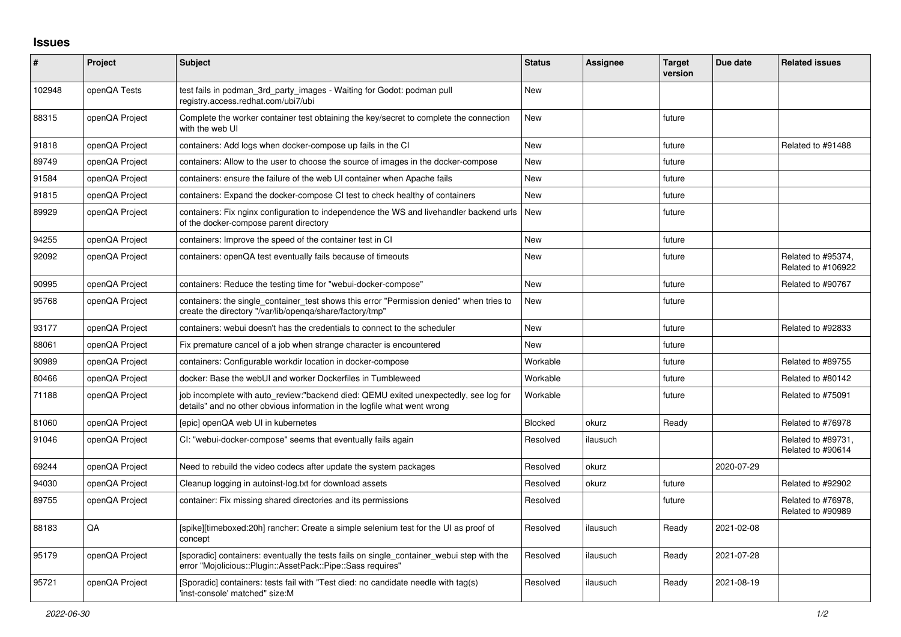# Issues

| # | Project | Subject | Status | Assignee | Target version | Due date | Related issues |
|---|---|---|---|---|---|---|---|
| 102948 | openQA Tests | test fails in podman_3rd_party_images - Waiting for Godot: podman pull registry.access.redhat.com/ubi7/ubi | New | | | | |
| 88315 | openQA Project | Complete the worker container test obtaining the key/secret to complete the connection with the web UI | New | | future | | |
| 91818 | openQA Project | containers: Add logs when docker-compose up fails in the CI | New | | future | | Related to #91488 |
| 89749 | openQA Project | containers: Allow to the user to choose the source of images in the docker-compose | New | | future | | |
| 91584 | openQA Project | containers: ensure the failure of the web UI container when Apache fails | New | | future | | |
| 91815 | openQA Project | containers: Expand the docker-compose CI test to check healthy of containers | New | | future | | |
| 89929 | openQA Project | containers: Fix nginx configuration to independence the WS and livehandler backend urls of the docker-compose parent directory | New | | future | | |
| 94255 | openQA Project | containers: Improve the speed of the container test in CI | New | | future | | |
| 92092 | openQA Project | containers: openQA test eventually fails because of timeouts | New | | future | | Related to #95374, Related to #106922 |
| 90995 | openQA Project | containers: Reduce the testing time for "webui-docker-compose" | New | | future | | Related to #90767 |
| 95768 | openQA Project | containers: the single_container_test shows this error "Permission denied" when tries to create the directory "/var/lib/openqa/share/factory/tmp" | New | | future | | |
| 93177 | openQA Project | containers: webui doesn't has the credentials to connect to the scheduler | New | | future | | Related to #92833 |
| 88061 | openQA Project | Fix premature cancel of a job when strange character is encountered | New | | future | | |
| 90989 | openQA Project | containers: Configurable workdir location in docker-compose | Workable | | future | | Related to #89755 |
| 80466 | openQA Project | docker: Base the webUI and worker Dockerfiles in Tumbleweed | Workable | | future | | Related to #80142 |
| 71188 | openQA Project | job incomplete with auto_review:"backend died: QEMU exited unexpectedly, see log for details" and no other obvious information in the logfile what went wrong | Workable | | future | | Related to #75091 |
| 81060 | openQA Project | [epic] openQA web UI in kubernetes | Blocked | okurz | Ready | | Related to #76978 |
| 91046 | openQA Project | CI: "webui-docker-compose" seems that eventually fails again | Resolved | ilausuch | | | Related to #89731, Related to #90614 |
| 69244 | openQA Project | Need to rebuild the video codecs after update the system packages | Resolved | okurz | | 2020-07-29 | |
| 94030 | openQA Project | Cleanup logging in autoinst-log.txt for download assets | Resolved | okurz | future | | Related to #92902 |
| 89755 | openQA Project | container: Fix missing shared directories and its permissions | Resolved | | future | | Related to #76978, Related to #90989 |
| 88183 | QA | [spike][timeboxed:20h] rancher: Create a simple selenium test for the UI as proof of concept | Resolved | ilausuch | Ready | 2021-02-08 | |
| 95179 | openQA Project | [sporadic] containers: eventually the tests fails on single_container_webui step with the error "Mojolicious::Plugin::AssetPack::Pipe::Sass requires" | Resolved | ilausuch | Ready | 2021-07-28 | |
| 95721 | openQA Project | [Sporadic] containers: tests fail with "Test died: no candidate needle with tag(s) 'inst-console' matched" size:M | Resolved | ilausuch | Ready | 2021-08-19 | |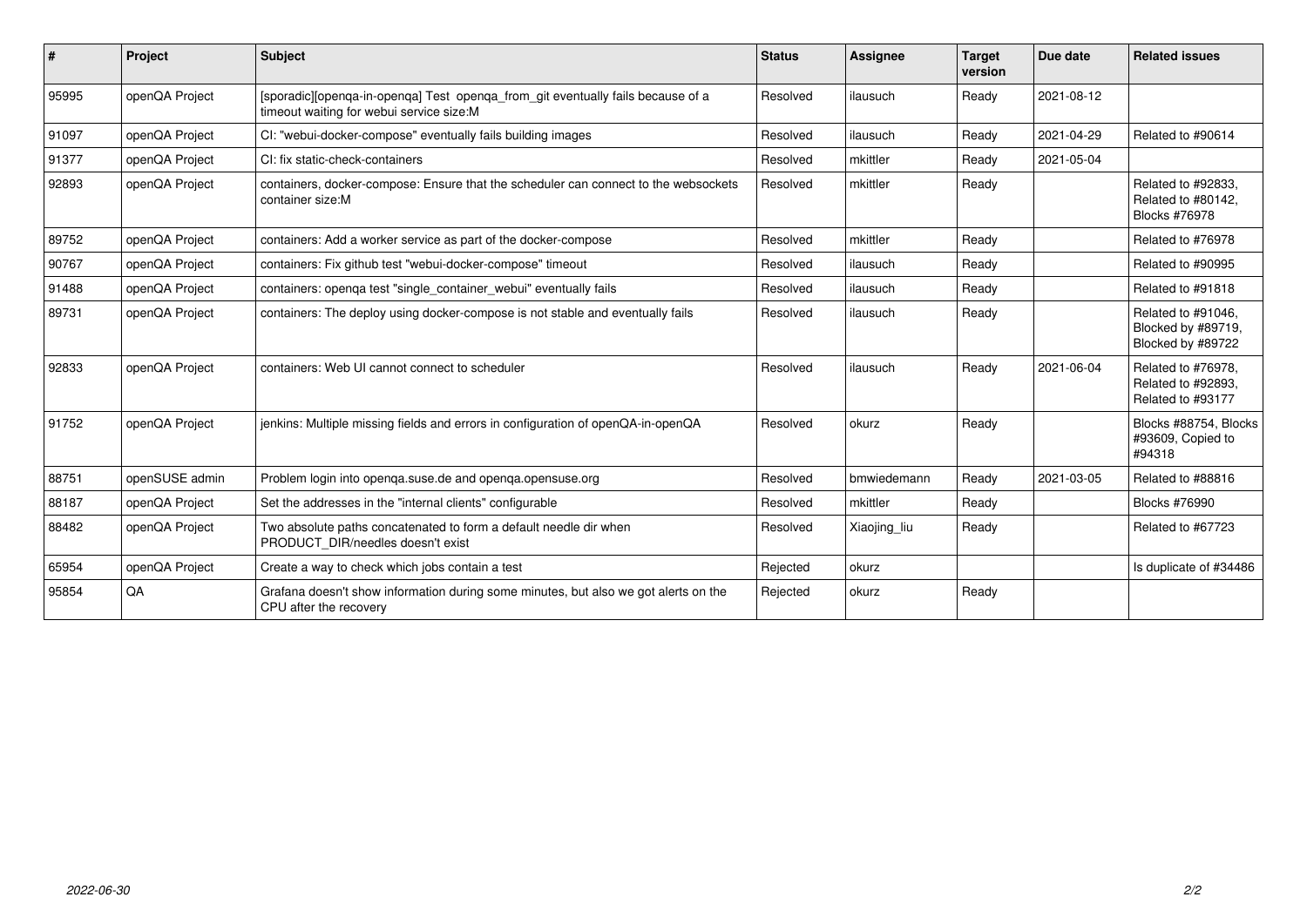| # | Project | Subject | Status | Assignee | Target version | Due date | Related issues |
|---|---|---|---|---|---|---|---|
| 95995 | openQA Project | [sporadic][openqa-in-openqa] Test openqa_from_git eventually fails because of a timeout waiting for webui service size:M | Resolved | ilausuch | Ready | 2021-08-12 | |
| 91097 | openQA Project | CI: "webui-docker-compose" eventually fails building images | Resolved | ilausuch | Ready | 2021-04-29 | Related to #90614 |
| 91377 | openQA Project | CI: fix static-check-containers | Resolved | mkittler | Ready | 2021-05-04 | |
| 92893 | openQA Project | containers, docker-compose: Ensure that the scheduler can connect to the websockets container size:M | Resolved | mkittler | Ready | | Related to #92833, Related to #80142, Blocks #76978 |
| 89752 | openQA Project | containers: Add a worker service as part of the docker-compose | Resolved | mkittler | Ready | | Related to #76978 |
| 90767 | openQA Project | containers: Fix github test "webui-docker-compose" timeout | Resolved | ilausuch | Ready | | Related to #90995 |
| 91488 | openQA Project | containers: openqa test "single_container_webui" eventually fails | Resolved | ilausuch | Ready | | Related to #91818 |
| 89731 | openQA Project | containers: The deploy using docker-compose is not stable and eventually fails | Resolved | ilausuch | Ready | | Related to #91046, Blocked by #89719, Blocked by #89722 |
| 92833 | openQA Project | containers: Web UI cannot connect to scheduler | Resolved | ilausuch | Ready | 2021-06-04 | Related to #76978, Related to #92893, Related to #93177 |
| 91752 | openQA Project | jenkins: Multiple missing fields and errors in configuration of openQA-in-openQA | Resolved | okurz | Ready | | Blocks #88754, Blocks #93609, Copied to #94318 |
| 88751 | openSUSE admin | Problem login into openqa.suse.de and openqa.opensuse.org | Resolved | bmwiedemann | Ready | 2021-03-05 | Related to #88816 |
| 88187 | openQA Project | Set the addresses in the "internal clients" configurable | Resolved | mkittler | Ready | | Blocks #76990 |
| 88482 | openQA Project | Two absolute paths concatenated to form a default needle dir when PRODUCT_DIR/needles doesn't exist | Resolved | Xiaojing_liu | Ready | | Related to #67723 |
| 65954 | openQA Project | Create a way to check which jobs contain a test | Rejected | okurz | | | Is duplicate of #34486 |
| 95854 | QA | Grafana doesn't show information during some minutes, but also we got alerts on the CPU after the recovery | Rejected | okurz | Ready | | |